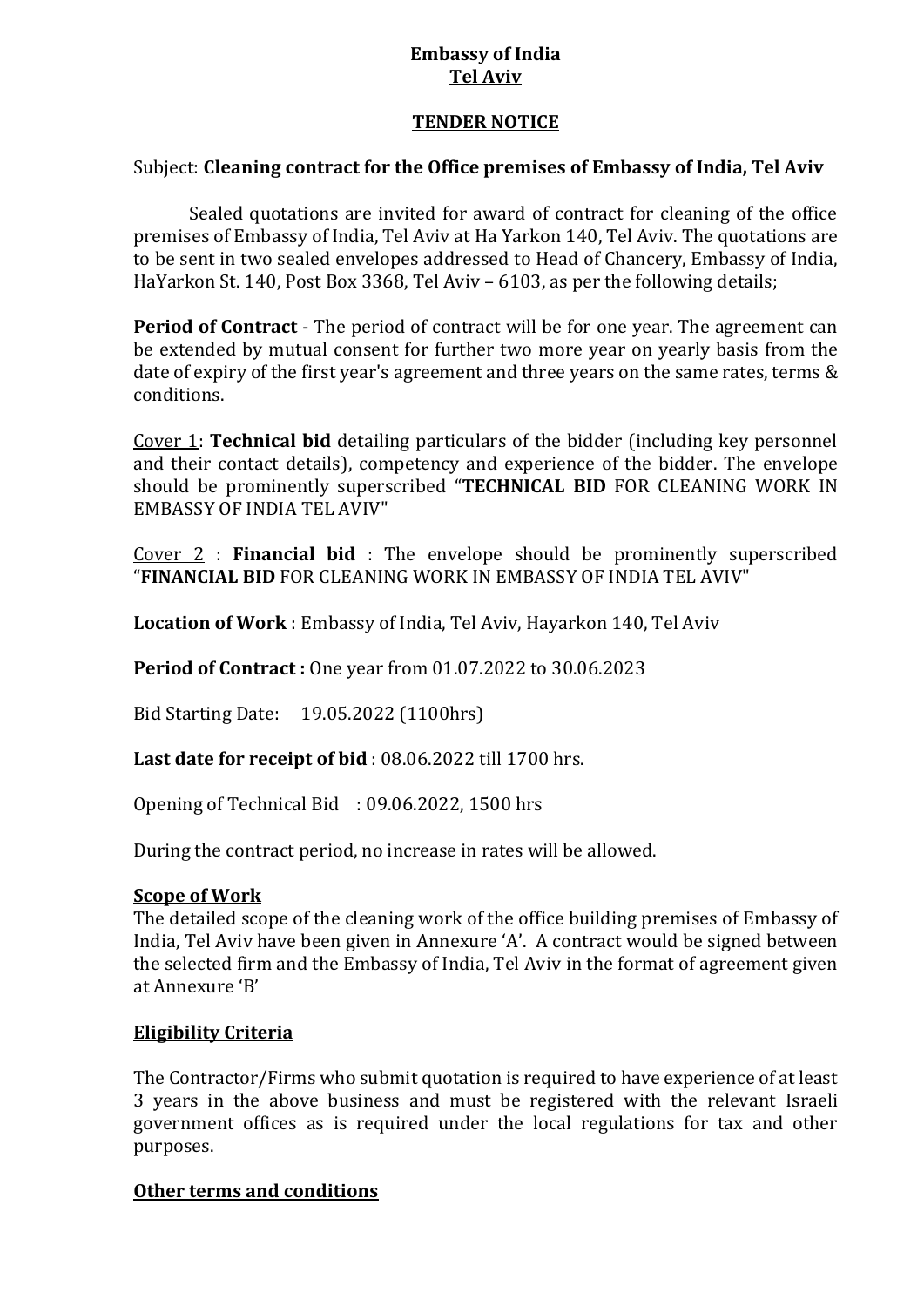**Embassy of India**
**Tel Aviv**

**TENDER NOTICE**

Subject: **Cleaning contract for the Office premises of Embassy of India, Tel Aviv**

Sealed quotations are invited for award of contract for cleaning of the office premises of Embassy of India, Tel Aviv at Ha Yarkon 140, Tel Aviv. The quotations are to be sent in two sealed envelopes addressed to Head of Chancery, Embassy of India, HaYarkon St. 140, Post Box 3368, Tel Aviv – 6103, as per the following details;

**Period of Contract** - The period of contract will be for one year. The agreement can be extended by mutual consent for further two more year on yearly basis from the date of expiry of the first year's agreement and three years on the same rates, terms & conditions.

Cover 1: **Technical bid** detailing particulars of the bidder (including key personnel and their contact details), competency and experience of the bidder. The envelope should be prominently superscribed "**TECHNICAL BID** FOR CLEANING WORK IN EMBASSY OF INDIA TEL AVIV"

Cover 2 : **Financial bid** : The envelope should be prominently superscribed "**FINANCIAL BID** FOR CLEANING WORK IN EMBASSY OF INDIA TEL AVIV"

**Location of Work** : Embassy of India, Tel Aviv, Hayarkon 140, Tel Aviv

**Period of Contract :** One year from 01.07.2022 to 30.06.2023

Bid Starting Date: 19.05.2022 (1100hrs)

**Last date for receipt of bid** : 08.06.2022 till 1700 hrs.

Opening of Technical Bid : 09.06.2022, 1500 hrs

During the contract period, no increase in rates will be allowed.

**Scope of Work**

The detailed scope of the cleaning work of the office building premises of Embassy of India, Tel Aviv have been given in Annexure 'A'. A contract would be signed between the selected firm and the Embassy of India, Tel Aviv in the format of agreement given at Annexure 'B'

**Eligibility Criteria**

The Contractor/Firms who submit quotation is required to have experience of at least 3 years in the above business and must be registered with the relevant Israeli government offices as is required under the local regulations for tax and other purposes.

**Other terms and conditions**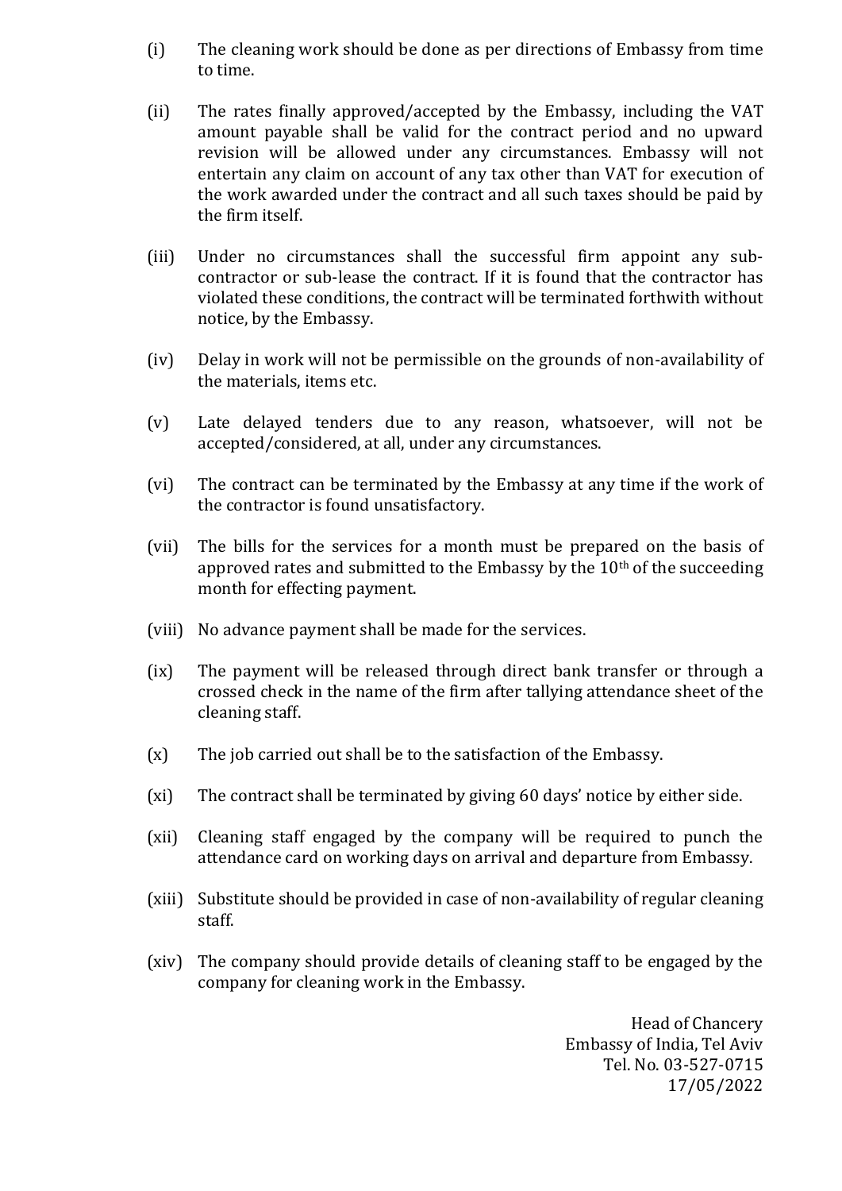(i) The cleaning work should be done as per directions of Embassy from time to time.

(ii) The rates finally approved/accepted by the Embassy, including the VAT amount payable shall be valid for the contract period and no upward revision will be allowed under any circumstances. Embassy will not entertain any claim on account of any tax other than VAT for execution of the work awarded under the contract and all such taxes should be paid by the firm itself.

(iii) Under no circumstances shall the successful firm appoint any sub-contractor or sub-lease the contract. If it is found that the contractor has violated these conditions, the contract will be terminated forthwith without notice, by the Embassy.

(iv) Delay in work will not be permissible on the grounds of non-availability of the materials, items etc.

(v) Late delayed tenders due to any reason, whatsoever, will not be accepted/considered, at all, under any circumstances.

(vi) The contract can be terminated by the Embassy at any time if the work of the contractor is found unsatisfactory.

(vii) The bills for the services for a month must be prepared on the basis of approved rates and submitted to the Embassy by the 10th of the succeeding month for effecting payment.

(viii) No advance payment shall be made for the services.

(ix) The payment will be released through direct bank transfer or through a crossed check in the name of the firm after tallying attendance sheet of the cleaning staff.

(x) The job carried out shall be to the satisfaction of the Embassy.

(xi) The contract shall be terminated by giving 60 days' notice by either side.

(xii) Cleaning staff engaged by the company will be required to punch the attendance card on working days on arrival and departure from Embassy.

(xiii) Substitute should be provided in case of non-availability of regular cleaning staff.

(xiv) The company should provide details of cleaning staff to be engaged by the company for cleaning work in the Embassy.

Head of Chancery
Embassy of India, Tel Aviv
Tel. No. 03-527-0715
17/05/2022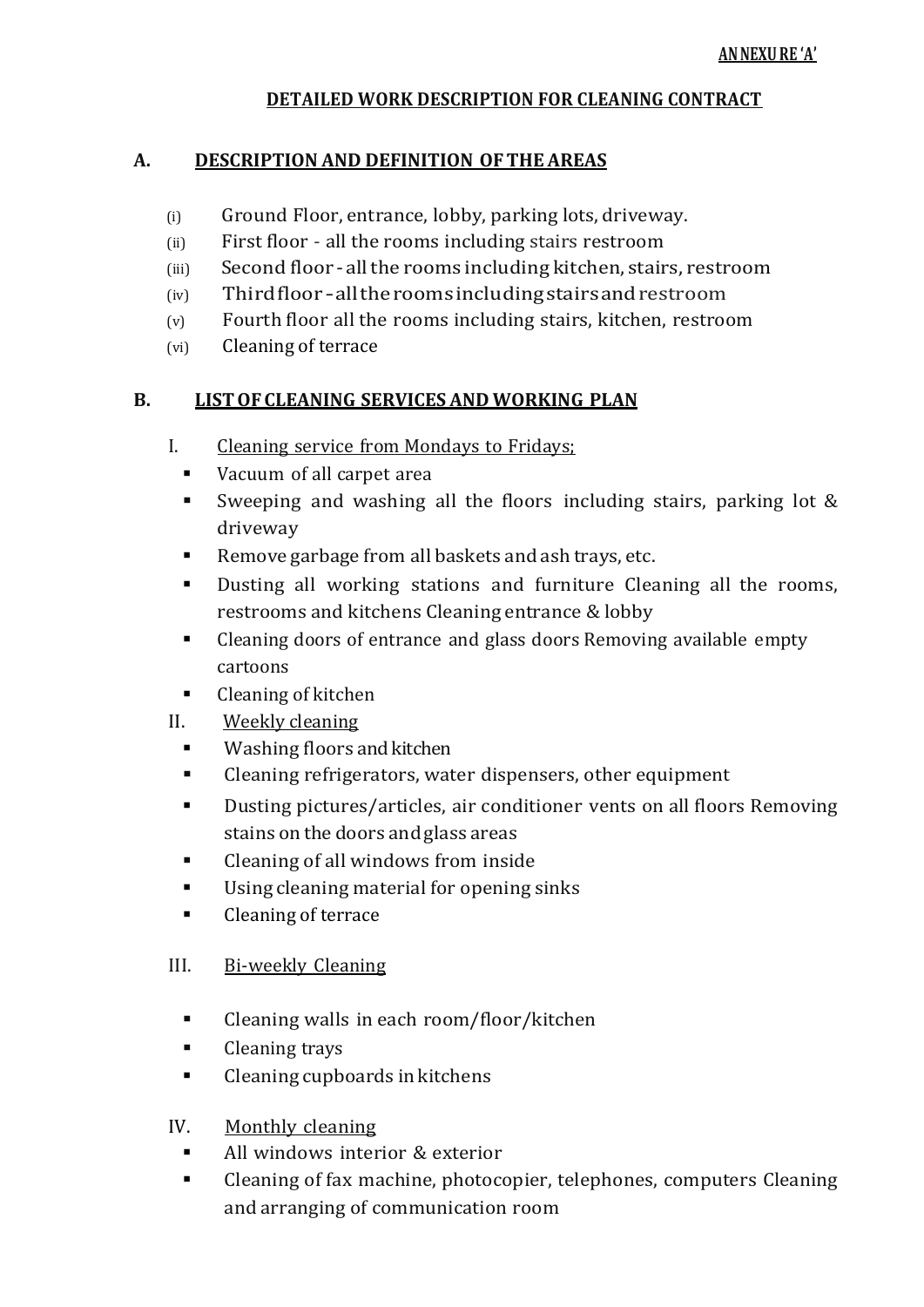**ANNEXURE 'A'**

## DETAILED WORK DESCRIPTION FOR CLEANING CONTRACT

### A. DESCRIPTION AND DEFINITION OF THE AREAS

(i) Ground Floor, entrance, lobby, parking lots, driveway.
(ii) First floor - all the rooms including stairs restroom
(iii) Second floor - all the rooms including kitchen, stairs, restroom
(iv) Third floor - all the rooms including stairs and restroom
(v) Fourth floor all the rooms including stairs, kitchen, restroom
(vi) Cleaning of terrace

### B. LIST OF CLEANING SERVICES AND WORKING PLAN

I. Cleaning service from Mondays to Fridays;

- Vacuum of all carpet area
- Sweeping and washing all the floors including stairs, parking lot & driveway
- Remove garbage from all baskets and ash trays, etc.
- Dusting all working stations and furniture Cleaning all the rooms, restrooms and kitchens Cleaning entrance & lobby
- Cleaning doors of entrance and glass doors Removing available empty cartoons
- Cleaning of kitchen

II. Weekly cleaning

- Washing floors and kitchen
- Cleaning refrigerators, water dispensers, other equipment
- Dusting pictures/articles, air conditioner vents on all floors Removing stains on the doors and glass areas
- Cleaning of all windows from inside
- Using cleaning material for opening sinks
- Cleaning of terrace

III. Bi-weekly Cleaning

- Cleaning walls in each room/floor/kitchen
- Cleaning trays
- Cleaning cupboards in kitchens

IV. Monthly cleaning

- All windows interior & exterior
- Cleaning of fax machine, photocopier, telephones, computers Cleaning and arranging of communication room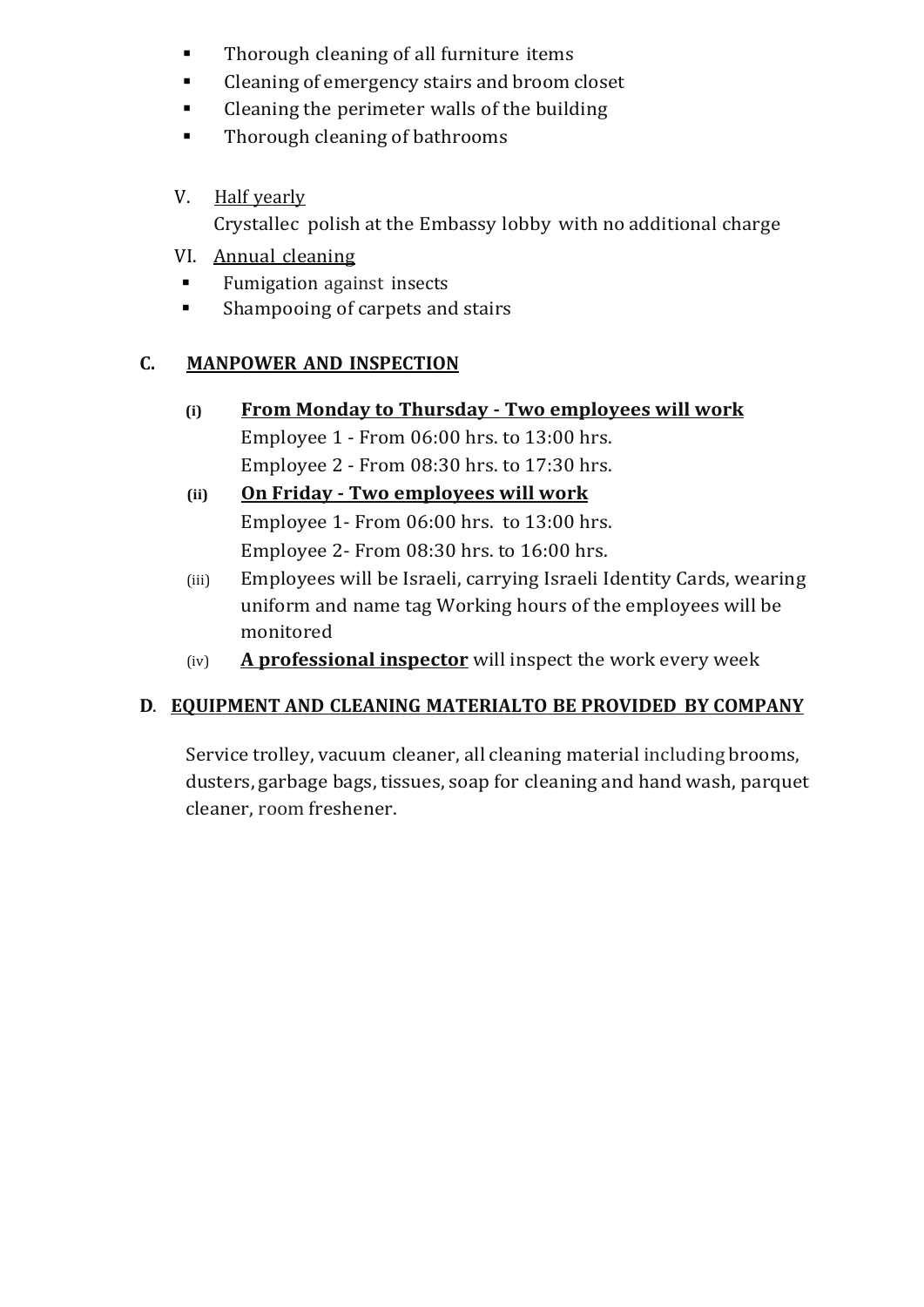- Thorough cleaning of all furniture items
- Cleaning of emergency stairs and broom closet
- Cleaning the perimeter walls of the building
- Thorough cleaning of bathrooms

V. Half yearly

Crystallec polish at the Embassy lobby with no additional charge

VI. Annual cleaning

- Fumigation against insects
- Shampooing of carpets and stairs

## C. MANPOWER AND INSPECTION

**(i) From Monday to Thursday - Two employees will work**

Employee 1 - From 06:00 hrs. to 13:00 hrs.

Employee 2 - From 08:30 hrs. to 17:30 hrs.

**(ii) On Friday - Two employees will work**

Employee 1- From 06:00 hrs. to 13:00 hrs.

Employee 2- From 08:30 hrs. to 16:00 hrs.

(iii) Employees will be Israeli, carrying Israeli Identity Cards, wearing uniform and name tag Working hours of the employees will be monitored

(iv) **A professional inspector** will inspect the work every week

## D. EQUIPMENT AND CLEANING MATERIALTO BE PROVIDED BY COMPANY

Service trolley, vacuum cleaner, all cleaning material including brooms, dusters, garbage bags, tissues, soap for cleaning and hand wash, parquet cleaner, room freshener.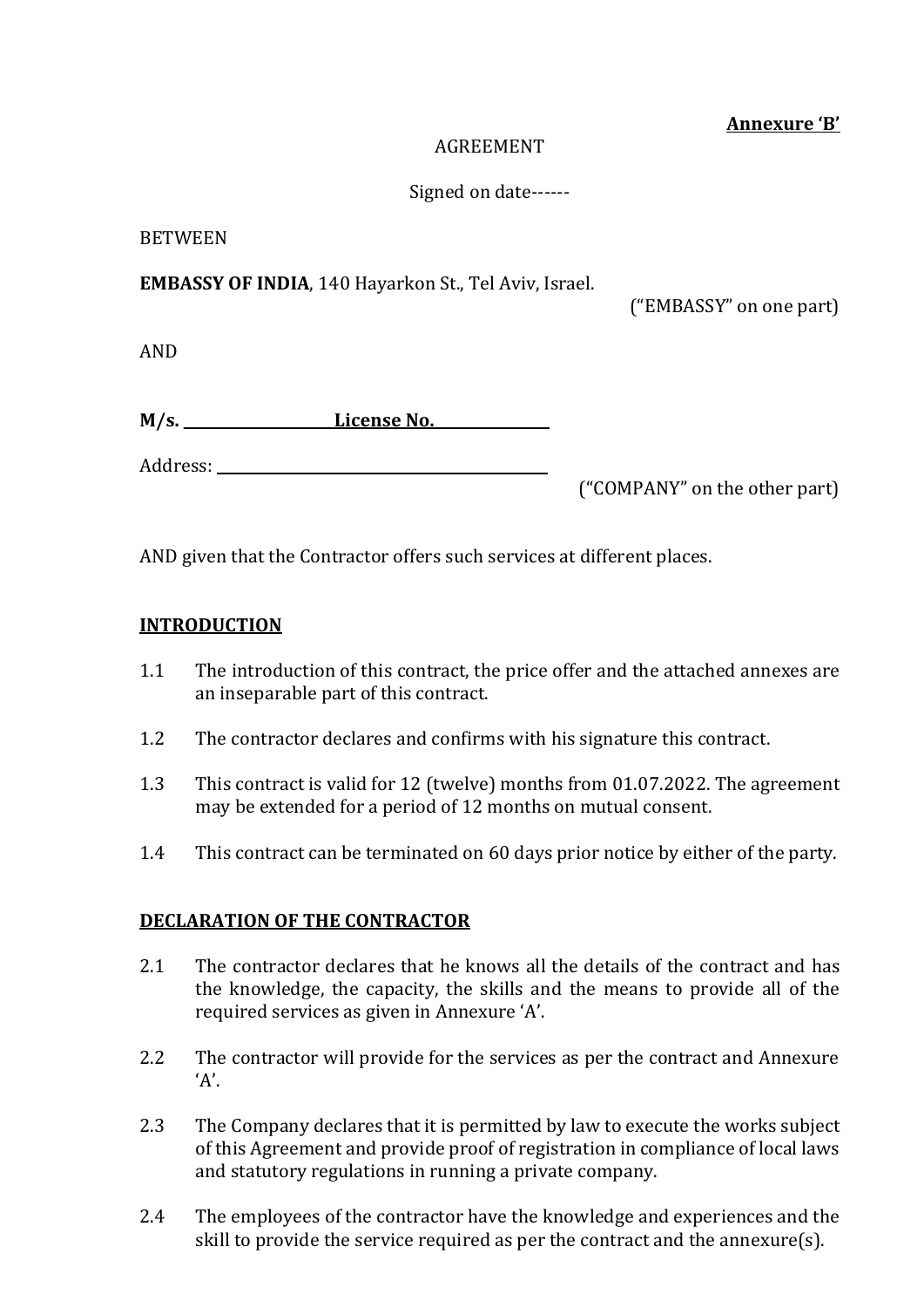**Annexure 'B'**

AGREEMENT

Signed on date------

BETWEEN

**EMBASSY OF INDIA**, 140 Hayarkon St., Tel Aviv, Israel.

("EMBASSY" on one part)

AND

**M/s. ____________________ License No. ______________**

Address: ______________________________________________

("COMPANY" on the other part)

AND given that the Contractor offers such services at different places.

**INTRODUCTION**

1.1 The introduction of this contract, the price offer and the attached annexes are an inseparable part of this contract.

1.2 The contractor declares and confirms with his signature this contract.

1.3 This contract is valid for 12 (twelve) months from 01.07.2022. The agreement may be extended for a period of 12 months on mutual consent.

1.4 This contract can be terminated on 60 days prior notice by either of the party.

**DECLARATION OF THE CONTRACTOR**

2.1 The contractor declares that he knows all the details of the contract and has the knowledge, the capacity, the skills and the means to provide all of the required services as given in Annexure 'A'.

2.2 The contractor will provide for the services as per the contract and Annexure 'A'.

2.3 The Company declares that it is permitted by law to execute the works subject of this Agreement and provide proof of registration in compliance of local laws and statutory regulations in running a private company.

2.4 The employees of the contractor have the knowledge and experiences and the skill to provide the service required as per the contract and the annexure(s).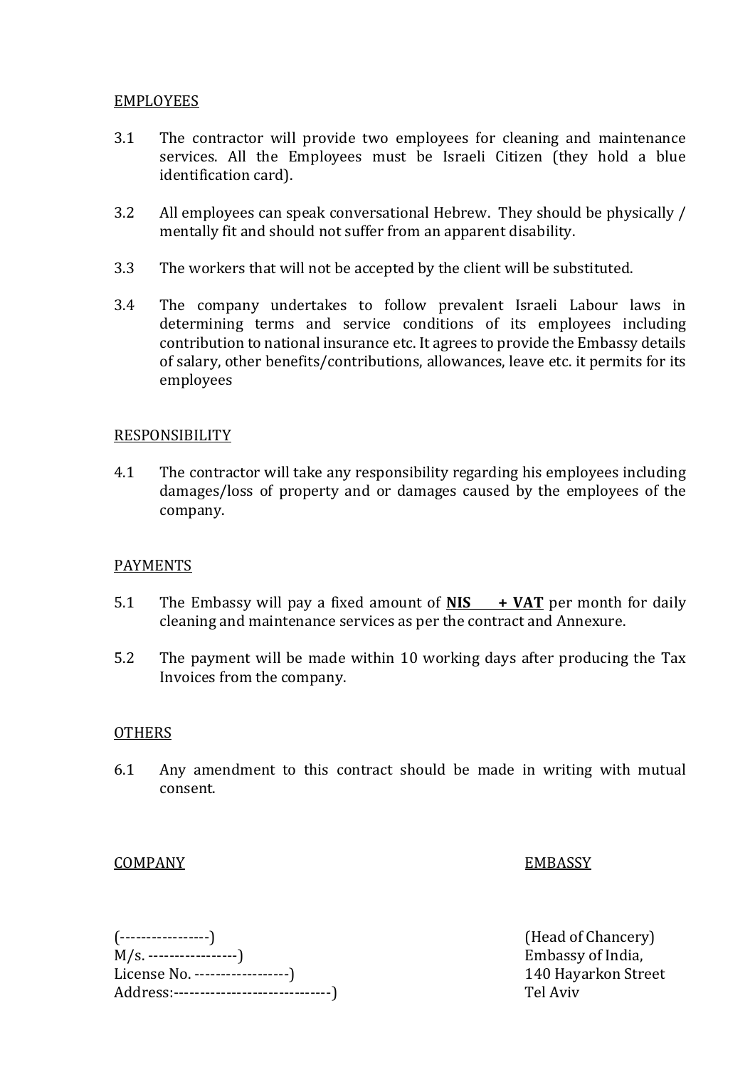EMPLOYEES

3.1 The contractor will provide two employees for cleaning and maintenance services. All the Employees must be Israeli Citizen (they hold a blue identification card).

3.2 All employees can speak conversational Hebrew. They should be physically / mentally fit and should not suffer from an apparent disability.

3.3 The workers that will not be accepted by the client will be substituted.

3.4 The company undertakes to follow prevalent Israeli Labour laws in determining terms and service conditions of its employees including contribution to national insurance etc. It agrees to provide the Embassy details of salary, other benefits/contributions, allowances, leave etc. it permits for its employees

RESPONSIBILITY

4.1 The contractor will take any responsibility regarding his employees including damages/loss of property and or damages caused by the employees of the company.

PAYMENTS

5.1 The Embassy will pay a fixed amount of **NIS + VAT** per month for daily cleaning and maintenance services as per the contract and Annexure.

5.2 The payment will be made within 10 working days after producing the Tax Invoices from the company.

OTHERS

6.1 Any amendment to this contract should be made in writing with mutual consent.

COMPANY

(-----------------)
M/s. -----------------)
License No. ------------------)
Address:------------------------------)

EMBASSY

(Head of Chancery)
Embassy of India,
140 Hayarkon Street
Tel Aviv